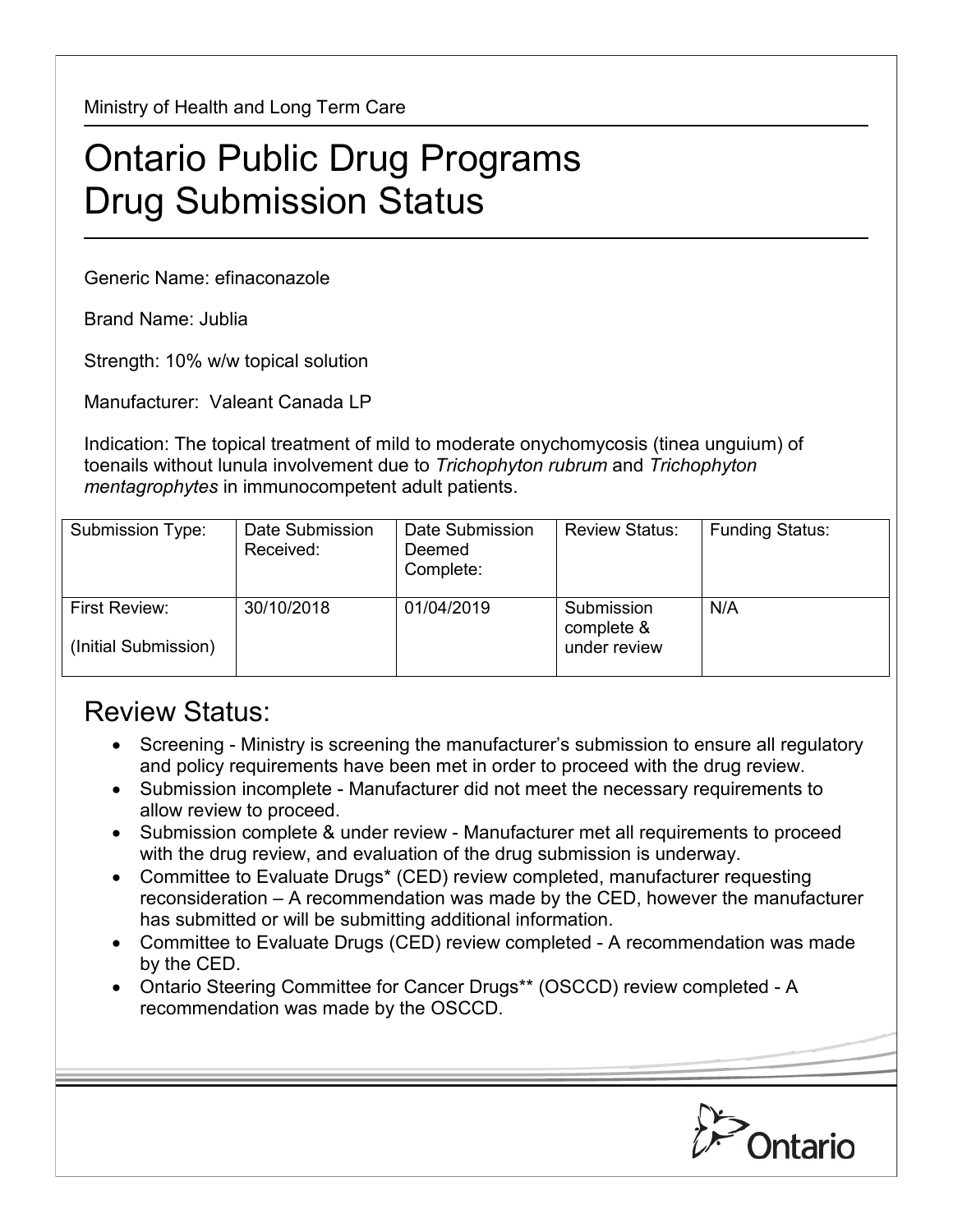Ministry of Health and Long Term Care

# Ontario Public Drug Programs Drug Submission Status

Generic Name: efinaconazole

Brand Name: Jublia

Strength: 10% w/w topical solution

Manufacturer: Valeant Canada LP

Indication: The topical treatment of mild to moderate onychomycosis (tinea unguium) of toenails without lunula involvement due to *Trichophyton rubrum* and *Trichophyton mentagrophytes* in immunocompetent adult patients.

| Submission Type: | Date Submission Received: | Date Submission Deemed Complete: | Review Status: | Funding Status: |
|---|---|---|---|---|
| First Review: (Initial Submission) | 30/10/2018 | 01/04/2019 | Submission complete & under review | N/A |

## Review Status:

- Screening - Ministry is screening the manufacturer's submission to ensure all regulatory and policy requirements have been met in order to proceed with the drug review.
- Submission incomplete - Manufacturer did not meet the necessary requirements to allow review to proceed.
- Submission complete & under review - Manufacturer met all requirements to proceed with the drug review, and evaluation of the drug submission is underway.
- Committee to Evaluate Drugs* (CED) review completed, manufacturer requesting reconsideration – A recommendation was made by the CED, however the manufacturer has submitted or will be submitting additional information.
- Committee to Evaluate Drugs (CED) review completed - A recommendation was made by the CED.
- Ontario Steering Committee for Cancer Drugs** (OSCCD) review completed - A recommendation was made by the OSCCD.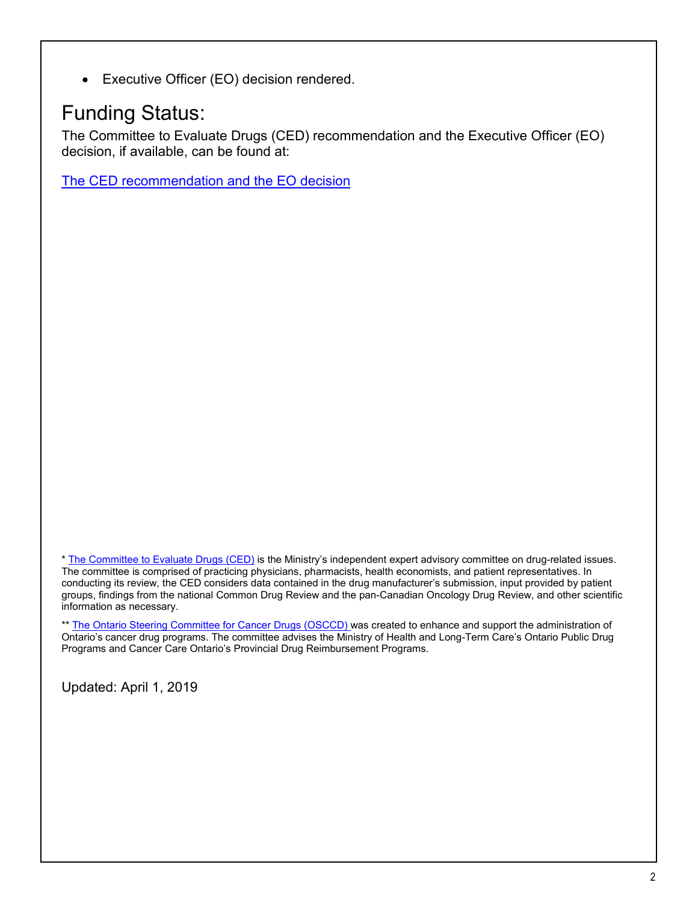- Executive Officer (EO) decision rendered.

## Funding Status:

The Committee to Evaluate Drugs (CED) recommendation and the Executive Officer (EO) decision, if available, can be found at:

The CED recommendation and the EO decision

* The Committee to Evaluate Drugs (CED) is the Ministry's independent expert advisory committee on drug-related issues. The committee is comprised of practicing physicians, pharmacists, health economists, and patient representatives. In conducting its review, the CED considers data contained in the drug manufacturer's submission, input provided by patient groups, findings from the national Common Drug Review and the pan-Canadian Oncology Drug Review, and other scientific information as necessary.

** The Ontario Steering Committee for Cancer Drugs (OSCCD) was created to enhance and support the administration of Ontario's cancer drug programs. The committee advises the Ministry of Health and Long-Term Care's Ontario Public Drug Programs and Cancer Care Ontario's Provincial Drug Reimbursement Programs.

Updated: April 1, 2019